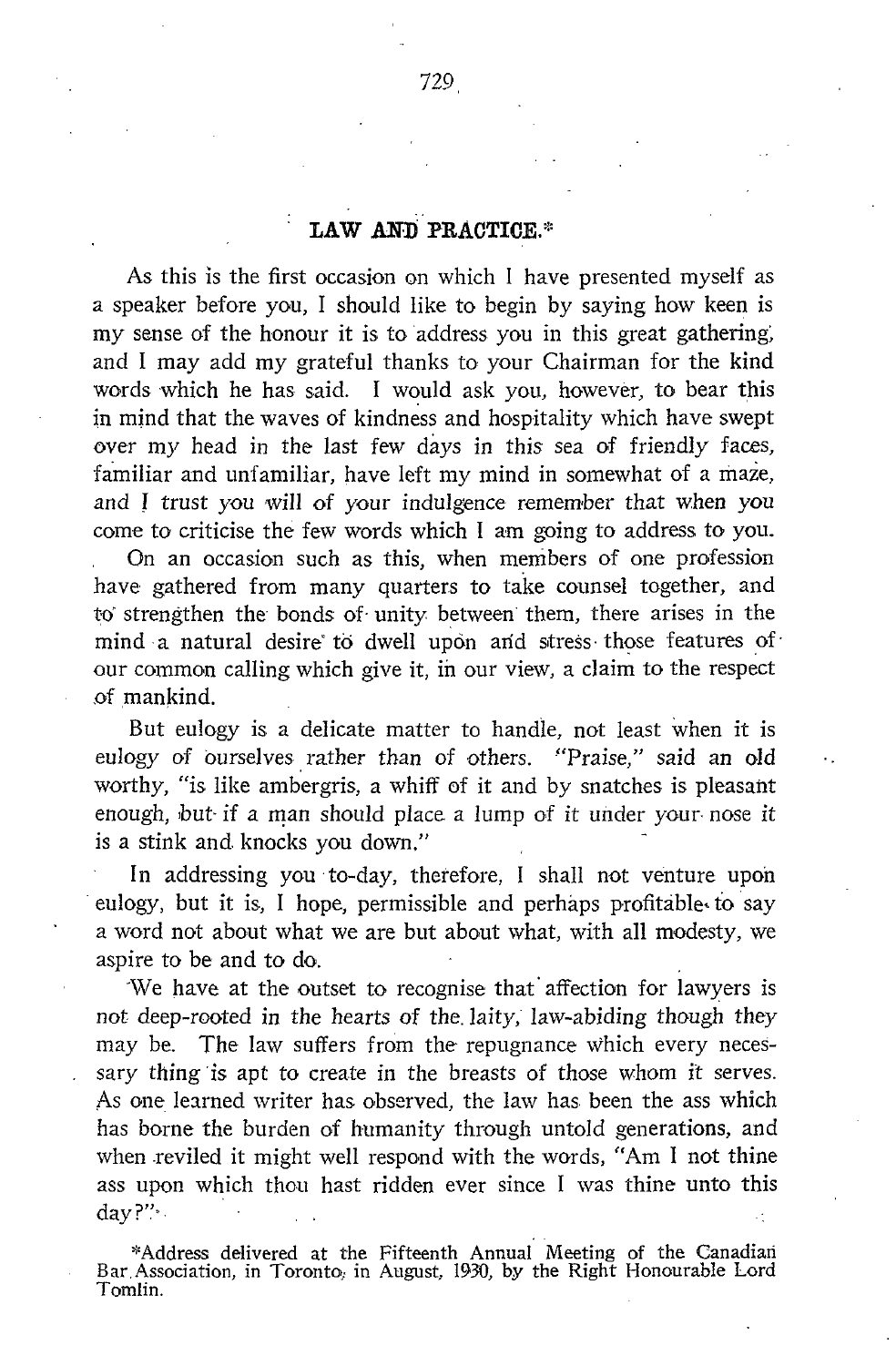# LAW AND PRACTICE.*

As this is the first occasion on which I have presented myself as a speaker before you, I should like to begin by saying how keen is my sense of the honour it is to address you in this great gathering, and I may add my grateful thanks to your Chairman for the kind words which he has said. I would ask you, however, to bear this in mind that the waves of kindness and hospitality which have swept over my head in the last few days in this sea of friendly faces, familiar and unfamiliar, have left my mind in somewhat of a maze, and I trust you will of your indulgence remember that when you come to criticise the few words which I am going to address to you.

On an occasion such as this, when members of one profession have gathered from many quarters to take counsel together, and to strengthen the bonds of unity between them, there arises in the mind a natural desire to dwell upon and stress those features of our common calling which give it, in our view, a claim to the respect of mankind.

But eulogy is a delicate matter to handle, not least when it is eulogy of ourselves rather than of others. "Praise," said an old worthy, "is like ambergris, a whiff of it and by snatches is pleasant enough, but if a man should place a lump of it under your nose it is a stink and knocks you down."

In addressing you to-day, therefore, I shall not venture upon eulogy, but it is, I hope, permissible and perhaps profitable to say a word not about what we are but about what, with all modesty, we aspire to be and to do.

We have at the outset to recognise that affection for lawyers is not deep-rooted in the hearts of the laity, law-abiding though they may be. The law suffers from the repugnance which every necessary thing is apt to create in the breasts of those whom it serves. As one learned writer has observed, the law has been the ass which has borne the burden of humanity through untold generations, and when reviled it might well respond with the words, "Am I not thine ass upon which thou hast ridden ever since I was thine unto this day?"

*Address delivered at the Fifteenth Annual Meeting of the Canadian Bar Association, in Toronto, in August, 1930, by the Right Honourable Lord Tomlin.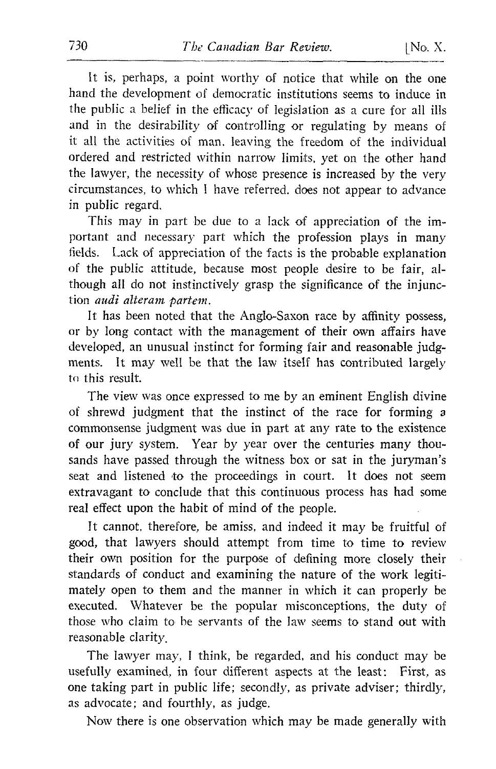It is, perhaps, a point worthy of notice that while on the one hand the development of democratic institutions seems to induce in the public a belief in the efficacy of legislation as a cure for all ills and in the desirability of controlling or regulating by means of it all the activities of man, leaving the freedom of the individual ordered and restricted within narrow limits, yet on the other hand the lawyer, the necessity of whose presence is increased by the very circumstances, to which I have referred, does not appear to advance in public regard.

This may in part be due to a lack of appreciation of the important and necessary part which the profession plays in many fields. Lack of appreciation of the facts is the probable explanation of the public attitude, because most people desire to be fair, although all do not instinctively grasp the significance of the injunction *audi alteram partem*.

It has been noted that the Anglo-Saxon race by affinity possess, or by long contact with the management of their own affairs have developed, an unusual instinct for forming fair and reasonable judgments. It may well be that the law itself has contributed largely to this result.

The view was once expressed to me by an eminent English divine of shrewd judgment that the instinct of the race for forming a commonsense judgment was due in part at any rate to the existence of our jury system. Year by year over the centuries many thousands have passed through the witness box or sat in the juryman's seat and listened to the proceedings in court. It does not seem extravagant to conclude that this continuous process has had some real effect upon the habit of mind of the people.

It cannot, therefore, be amiss, and indeed it may be fruitful of good, that lawyers should attempt from time to time to review their own position for the purpose of defining more closely their standards of conduct and examining the nature of the work legitimately open to them and the manner in which it can properly be executed. Whatever be the popular misconceptions, the duty of those who claim to be servants of the law seems to stand out with reasonable clarity.

The lawyer may, I think, be regarded, and his conduct may be usefully examined, in four different aspects at the least: First, as one taking part in public life; secondly, as private adviser; thirdly, as advocate; and fourthly, as judge.

Now there is one observation which may be made generally with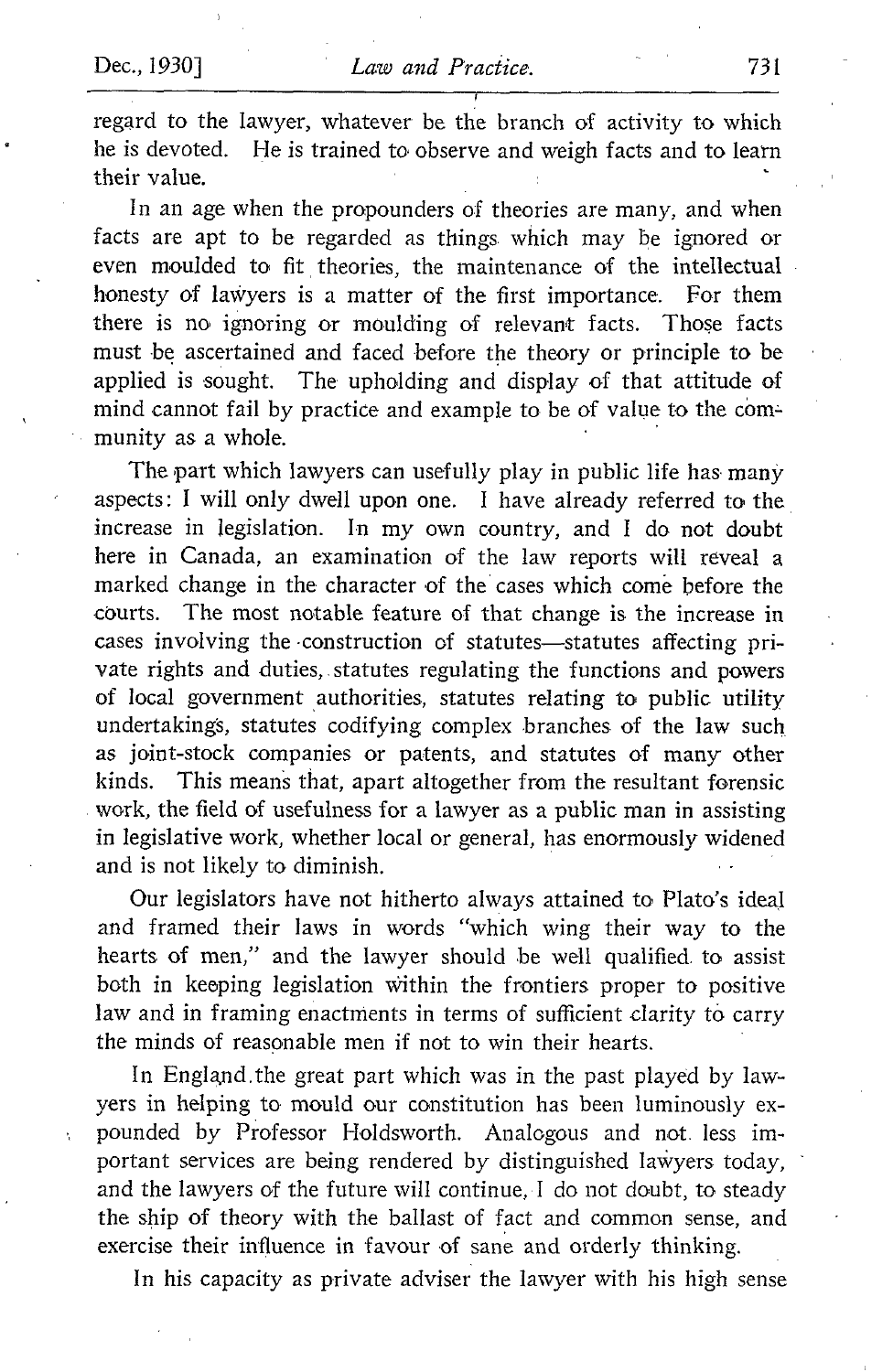regard to the lawyer, whatever be the branch of activity to which he is devoted. He is trained to observe and weigh facts and to learn their value.

In an age when the propounders of theories are many, and when facts are apt to be regarded as things which may be ignored or even moulded to fit theories, the maintenance of the intellectual honesty of lawyers is a matter of the first importance. For them there is no ignoring or moulding of relevant facts. Those facts must be ascertained and faced before the theory or principle to be applied is sought. The upholding and display of that attitude of mind cannot fail by practice and example to be of value to the community as a whole.

The part which lawyers can usefully play in public life has many aspects: I will only dwell upon one. I have already referred to the increase in legislation. In my own country, and I do not doubt here in Canada, an examination of the law reports will reveal a marked change in the character of the cases which come before the courts. The most notable feature of that change is the increase in cases involving the construction of statutes—statutes affecting private rights and duties, statutes regulating the functions and powers of local government authorities, statutes relating to public utility undertakings, statutes codifying complex branches of the law such as joint-stock companies or patents, and statutes of many other kinds. This means that, apart altogether from the resultant forensic work, the field of usefulness for a lawyer as a public man in assisting in legislative work, whether local or general, has enormously widened and is not likely to diminish.

Our legislators have not hitherto always attained to Plato's ideal and framed their laws in words "which wing their way to the hearts of men," and the lawyer should be well qualified to assist both in keeping legislation within the frontiers proper to positive law and in framing enactments in terms of sufficient clarity to carry the minds of reasonable men if not to win their hearts.

In England the great part which was in the past played by lawyers in helping to mould our constitution has been luminously expounded by Professor Holdsworth. Analogous and not less important services are being rendered by distinguished lawyers today, and the lawyers of the future will continue, I do not doubt, to steady the ship of theory with the ballast of fact and common sense, and exercise their influence in favour of sane and orderly thinking.

In his capacity as private adviser the lawyer with his high sense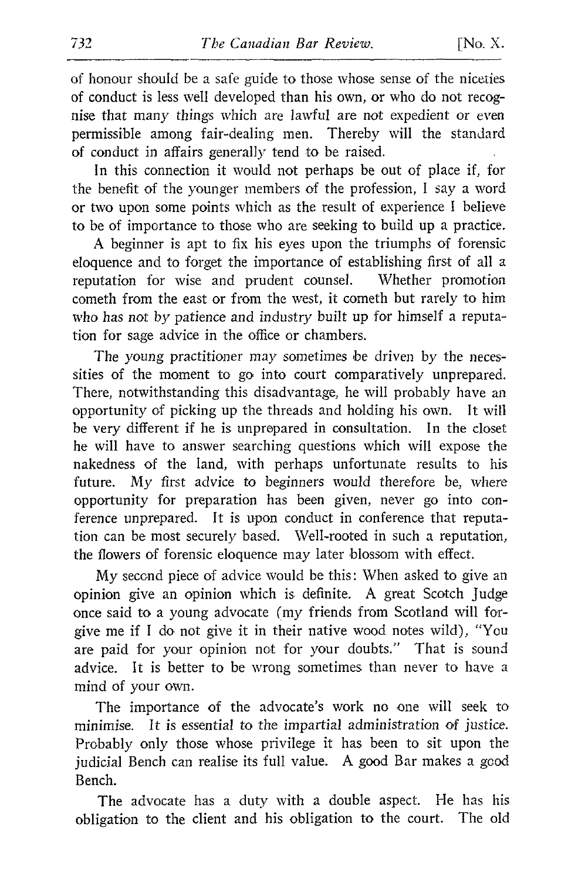of honour should be a safe guide to those whose sense of the niceties of conduct is less well developed than his own, or who do not recognise that many things which are lawful are not expedient or even permissible among fair-dealing men. Thereby will the standard of conduct in affairs generally tend to be raised.

In this connection it would not perhaps be out of place if, for the benefit of the younger members of the profession, I say a word or two upon some points which as the result of experience I believe to be of importance to those who are seeking to build up a practice.

A beginner is apt to fix his eyes upon the triumphs of forensic eloquence and to forget the importance of establishing first of all a reputation for wise and prudent counsel. Whether promotion cometh from the east or from the west, it cometh but rarely to him who has not by patience and industry built up for himself a reputation for sage advice in the office or chambers.

The young practitioner may sometimes be driven by the necessities of the moment to go into court comparatively unprepared. There, notwithstanding this disadvantage, he will probably have an opportunity of picking up the threads and holding his own. It will be very different if he is unprepared in consultation. In the closet he will have to answer searching questions which will expose the nakedness of the land, with perhaps unfortunate results to his future. My first advice to beginners would therefore be, where opportunity for preparation has been given, never go into conference unprepared. It is upon conduct in conference that reputation can be most securely based. Well-rooted in such a reputation, the flowers of forensic eloquence may later blossom with effect.

My second piece of advice would be this: When asked to give an opinion give an opinion which is definite. A great Scotch Judge once said to a young advocate (my friends from Scotland will forgive me if I do not give it in their native wood notes wild), "You are paid for your opinion not for your doubts." That is sound advice. It is better to be wrong sometimes than never to have a mind of your own.

The importance of the advocate's work no one will seek to minimise. It is essential to the impartial administration of justice. Probably only those whose privilege it has been to sit upon the judicial Bench can realise its full value. A good Bar makes a good Bench.

The advocate has a duty with a double aspect. He has his obligation to the client and his obligation to the court. The old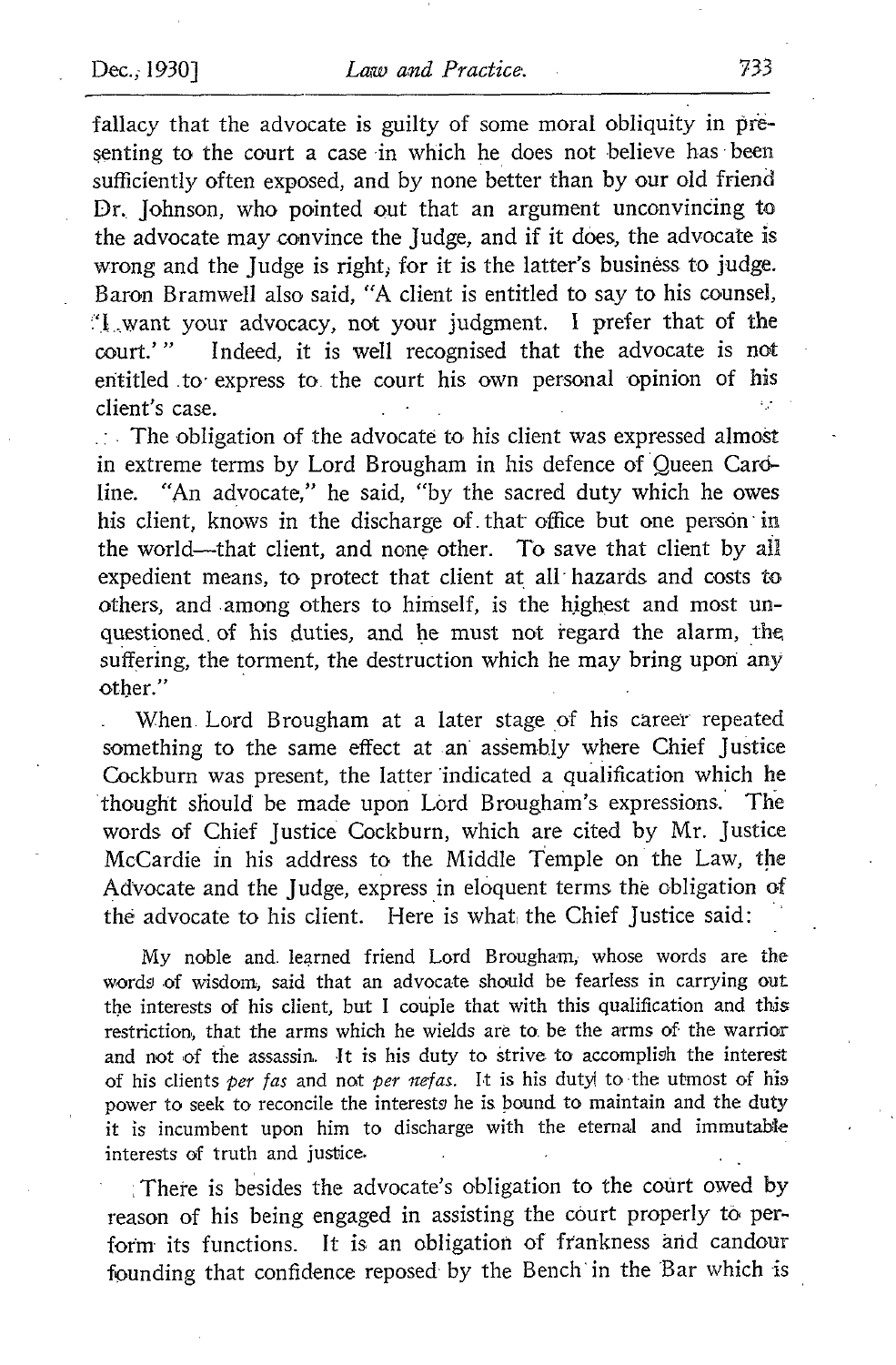fallacy that the advocate is guilty of some moral obliquity in presenting to the court a case in which he does not believe has been sufficiently often exposed, and by none better than by our old friend Dr. Johnson, who pointed out that an argument unconvincing to the advocate may convince the Judge, and if it does, the advocate is wrong and the Judge is right, for it is the latter's business to judge. Baron Bramwell also said, "A client is entitled to say to his counsel, 'I want your advocacy, not your judgment. I prefer that of the court.'" Indeed, it is well recognised that the advocate is not entitled to express to the court his own personal opinion of his client's case.

The obligation of the advocate to his client was expressed almost in extreme terms by Lord Brougham in his defence of Queen Caroline. "An advocate," he said, "by the sacred duty which he owes his client, knows in the discharge of that office but one person in the world—that client, and none other. To save that client by all expedient means, to protect that client at all hazards and costs to others, and among others to himself, is the highest and most unquestioned of his duties, and he must not regard the alarm, the suffering, the torment, the destruction which he may bring upon any other."

When Lord Brougham at a later stage of his career repeated something to the same effect at an assembly where Chief Justice Cockburn was present, the latter indicated a qualification which he thought should be made upon Lord Brougham's expressions. The words of Chief Justice Cockburn, which are cited by Mr. Justice McCardie in his address to the Middle Temple on the Law, the Advocate and the Judge, express in eloquent terms the obligation of the advocate to his client. Here is what the Chief Justice said:

> My noble and learned friend Lord Brougham, whose words are the words of wisdom, said that an advocate should be fearless in carrying out the interests of his client, but I couple that with this qualification and this restriction, that the arms which he wields are to be the arms of the warrior and not of the assassin. It is his duty to strive to accomplish the interest of his clients *per fas* and not *per nefas*. It is his duty to the utmost of his power to seek to reconcile the interests he is bound to maintain and the duty it is incumbent upon him to discharge with the eternal and immutable interests of truth and justice.

There is besides the advocate's obligation to the court owed by reason of his being engaged in assisting the court properly to perform its functions. It is an obligation of frankness and candour founding that confidence reposed by the Bench in the Bar which is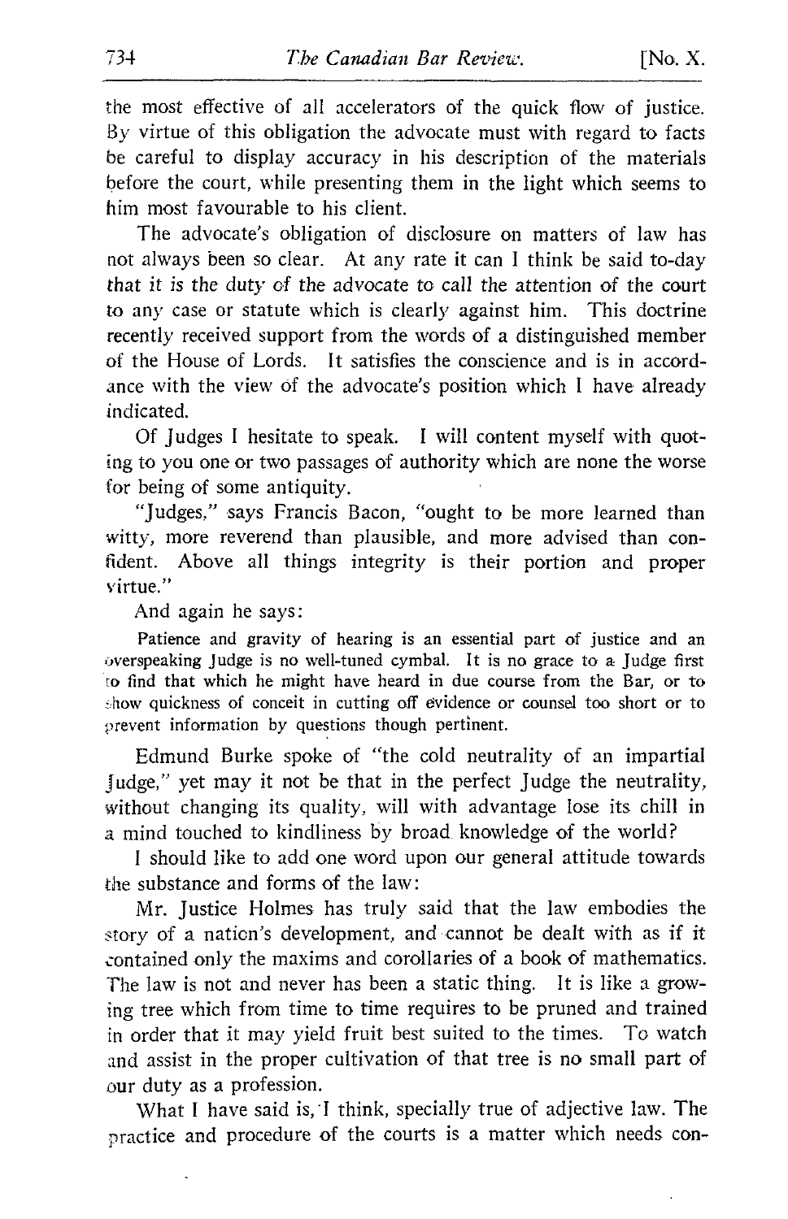the most effective of all accelerators of the quick flow of justice. By virtue of this obligation the advocate must with regard to facts be careful to display accuracy in his description of the materials before the court, while presenting them in the light which seems to him most favourable to his client.

The advocate's obligation of disclosure on matters of law has not always been so clear. At any rate it can I think be said to-day that it is the duty of the advocate to call the attention of the court to any case or statute which is clearly against him. This doctrine recently received support from the words of a distinguished member of the House of Lords. It satisfies the conscience and is in accordance with the view of the advocate's position which I have already indicated.

Of Judges I hesitate to speak. I will content myself with quoting to you one or two passages of authority which are none the worse for being of some antiquity.

"Judges," says Francis Bacon, "ought to be more learned than witty, more reverend than plausible, and more advised than confident. Above all things integrity is their portion and proper virtue."

And again he says:

> Patience and gravity of hearing is an essential part of justice and an overspeaking Judge is no well-tuned cymbal. It is no grace to a Judge first to find that which he might have heard in due course from the Bar, or to show quickness of conceit in cutting off evidence or counsel too short or to prevent information by questions though pertinent.

Edmund Burke spoke of "the cold neutrality of an impartial Judge," yet may it not be that in the perfect Judge the neutrality, without changing its quality, will with advantage lose its chill in a mind touched to kindliness by broad knowledge of the world?

I should like to add one word upon our general attitude towards the substance and forms of the law:

Mr. Justice Holmes has truly said that the law embodies the story of a nation's development, and cannot be dealt with as if it contained only the maxims and corollaries of a book of mathematics. The law is not and never has been a static thing. It is like a growing tree which from time to time requires to be pruned and trained in order that it may yield fruit best suited to the times. To watch and assist in the proper cultivation of that tree is no small part of our duty as a profession.

What I have said is, I think, specially true of adjective law. The practice and procedure of the courts is a matter which needs con-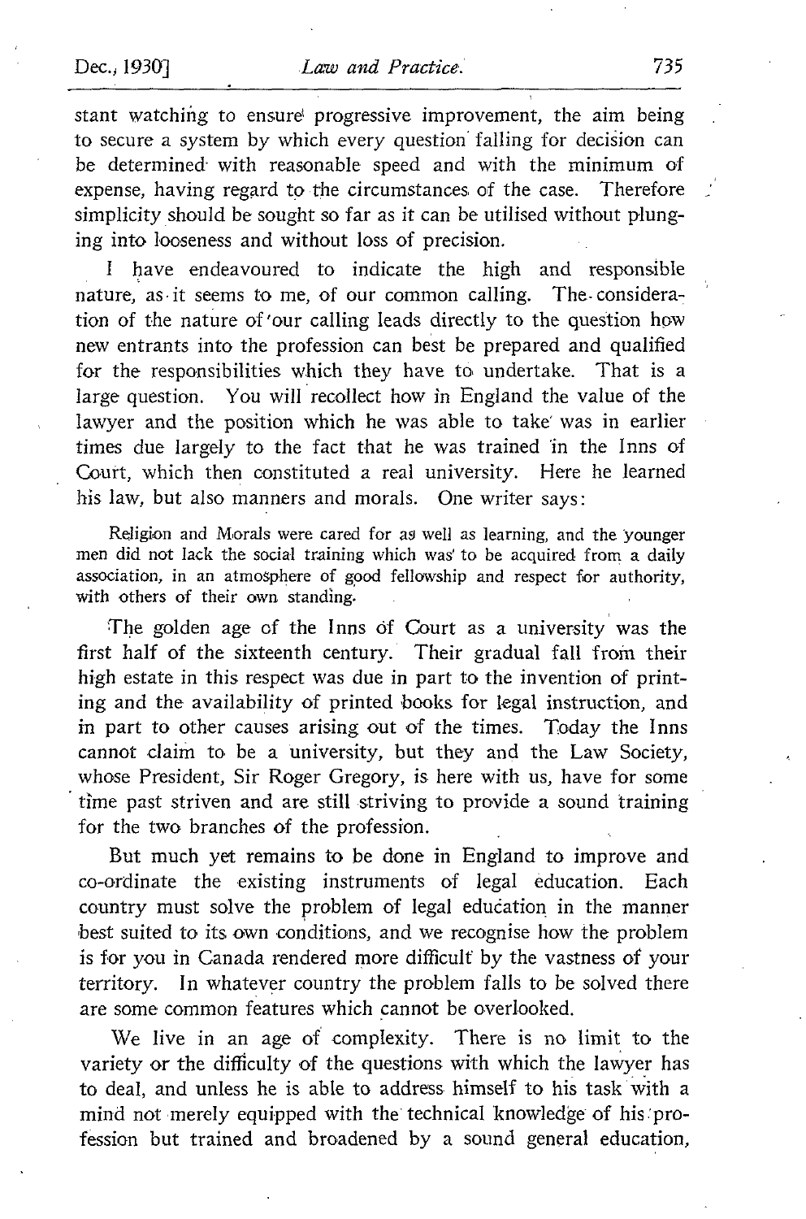stant watching to ensure progressive improvement, the aim being to secure a system by which every question falling for decision can be determined with reasonable speed and with the minimum of expense, having regard to the circumstances of the case. Therefore simplicity should be sought so far as it can be utilised without plunging into looseness and without loss of precision.

I have endeavoured to indicate the high and responsible nature, as it seems to me, of our common calling. The consideration of the nature of our calling leads directly to the question how new entrants into the profession can best be prepared and qualified for the responsibilities which they have to undertake. That is a large question. You will recollect how in England the value of the lawyer and the position which he was able to take was in earlier times due largely to the fact that he was trained in the Inns of Court, which then constituted a real university. Here he learned his law, but also manners and morals. One writer says:

> Religion and Morals were cared for as well as learning, and the younger men did not lack the social training which was to be acquired from a daily association, in an atmosphere of good fellowship and respect for authority, with others of their own standing.

The golden age of the Inns of Court as a university was the first half of the sixteenth century. Their gradual fall from their high estate in this respect was due in part to the invention of printing and the availability of printed books for legal instruction, and in part to other causes arising out of the times. Today the Inns cannot claim to be a university, but they and the Law Society, whose President, Sir Roger Gregory, is here with us, have for some time past striven and are still striving to provide a sound training for the two branches of the profession.

But much yet remains to be done in England to improve and co-ordinate the existing instruments of legal education. Each country must solve the problem of legal education in the manner best suited to its own conditions, and we recognise how the problem is for you in Canada rendered more difficult by the vastness of your territory. In whatever country the problem falls to be solved there are some common features which cannot be overlooked.

We live in an age of complexity. There is no limit to the variety or the difficulty of the questions with which the lawyer has to deal, and unless he is able to address himself to his task with a mind not merely equipped with the technical knowledge of his profession but trained and broadened by a sound general education,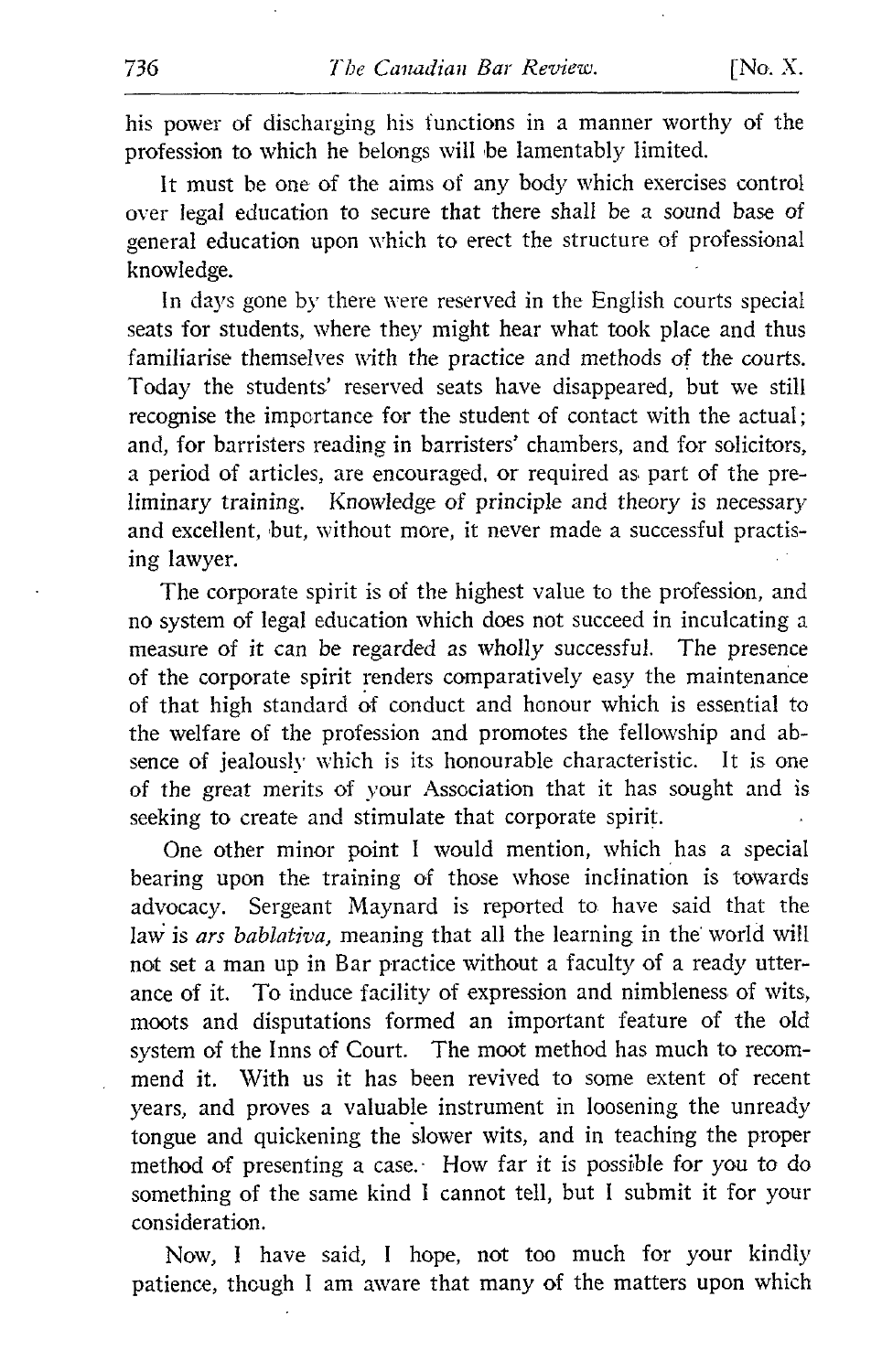his power of discharging his functions in a manner worthy of the profession to which he belongs will be lamentably limited.

It must be one of the aims of any body which exercises control over legal education to secure that there shall be a sound base of general education upon which to erect the structure of professional knowledge.

In days gone by there were reserved in the English courts special seats for students, where they might hear what took place and thus familiarise themselves with the practice and methods of the courts. Today the students' reserved seats have disappeared, but we still recognise the importance for the student of contact with the actual; and, for barristers reading in barristers' chambers, and for solicitors, a period of articles, are encouraged, or required as part of the preliminary training. Knowledge of principle and theory is necessary and excellent, but, without more, it never made a successful practising lawyer.

The corporate spirit is of the highest value to the profession, and no system of legal education which does not succeed in inculcating a measure of it can be regarded as wholly successful. The presence of the corporate spirit renders comparatively easy the maintenance of that high standard of conduct and honour which is essential to the welfare of the profession and promotes the fellowship and absence of jealously which is its honourable characteristic. It is one of the great merits of your Association that it has sought and is seeking to create and stimulate that corporate spirit.

One other minor point I would mention, which has a special bearing upon the training of those whose inclination is towards advocacy. Sergeant Maynard is reported to have said that the law is *ars bablativa,* meaning that all the learning in the world will not set a man up in Bar practice without a faculty of a ready utterance of it. To induce facility of expression and nimbleness of wits, moots and disputations formed an important feature of the old system of the Inns of Court. The moot method has much to recommend it. With us it has been revived to some extent of recent years, and proves a valuable instrument in loosening the unready tongue and quickening the slower wits, and in teaching the proper method of presenting a case. How far it is possible for you to do something of the same kind I cannot tell, but I submit it for your consideration.

Now, I have said, I hope, not too much for your kindly patience, though I am aware that many of the matters upon which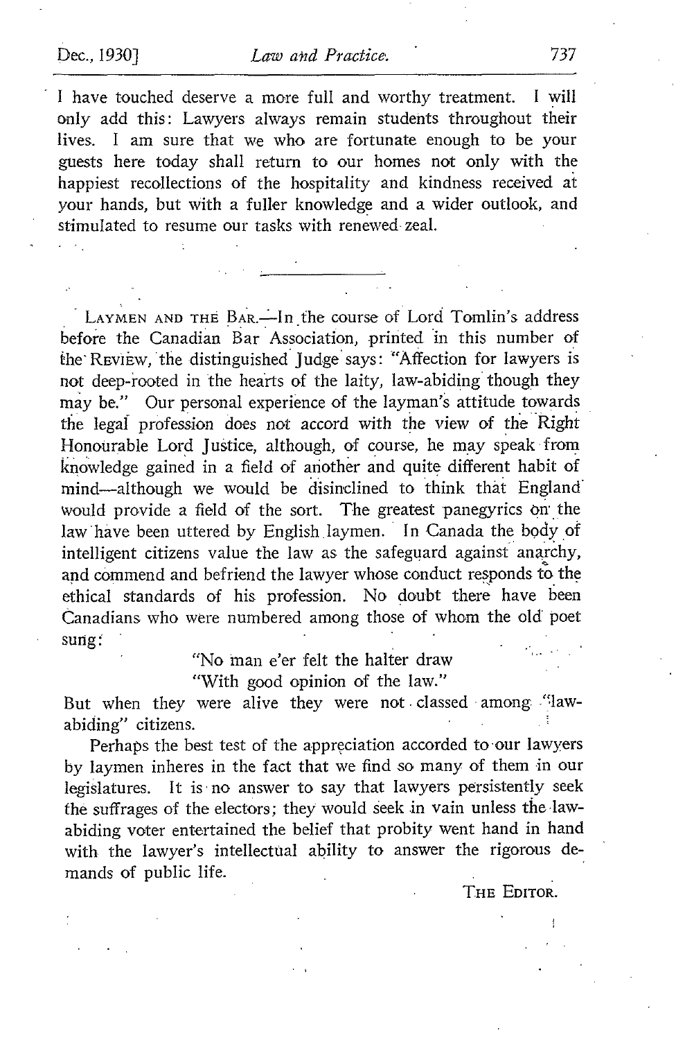I have touched deserve a more full and worthy treatment. I will only add this: Lawyers always remain students throughout their lives. I am sure that we who are fortunate enough to be your guests here today shall return to our homes not only with the happiest recollections of the hospitality and kindness received at your hands, but with a fuller knowledge and a wider outlook, and stimulated to resume our tasks with renewed zeal.

---

LAYMEN AND THE BAR.—In the course of Lord Tomlin's address before the Canadian Bar Association, printed in this number of the REVIEW, the distinguished Judge says: "Affection for lawyers is not deep-rooted in the hearts of the laity, law-abiding though they may be." Our personal experience of the layman's attitude towards the legal profession does not accord with the view of the Right Honourable Lord Justice, although, of course, he may speak from knowledge gained in a field of another and quite different habit of mind—although we would be disinclined to think that England would provide a field of the sort. The greatest panegyrics on the law have been uttered by English laymen. In Canada the body of intelligent citizens value the law as the safeguard against anarchy, and commend and befriend the lawyer whose conduct responds to the ethical standards of his profession. No doubt there have been Canadians who were numbered among those of whom the old poet sung:

> "No man e'er felt the halter draw
> "With good opinion of the law."

But when they were alive they were not classed among "law-abiding" citizens.

Perhaps the best test of the appreciation accorded to our lawyers by laymen inheres in the fact that we find so many of them in our legislatures. It is no answer to say that lawyers persistently seek the suffrages of the electors; they would seek in vain unless the law-abiding voter entertained the belief that probity went hand in hand with the lawyer's intellectual ability to answer the rigorous demands of public life.

THE EDITOR.